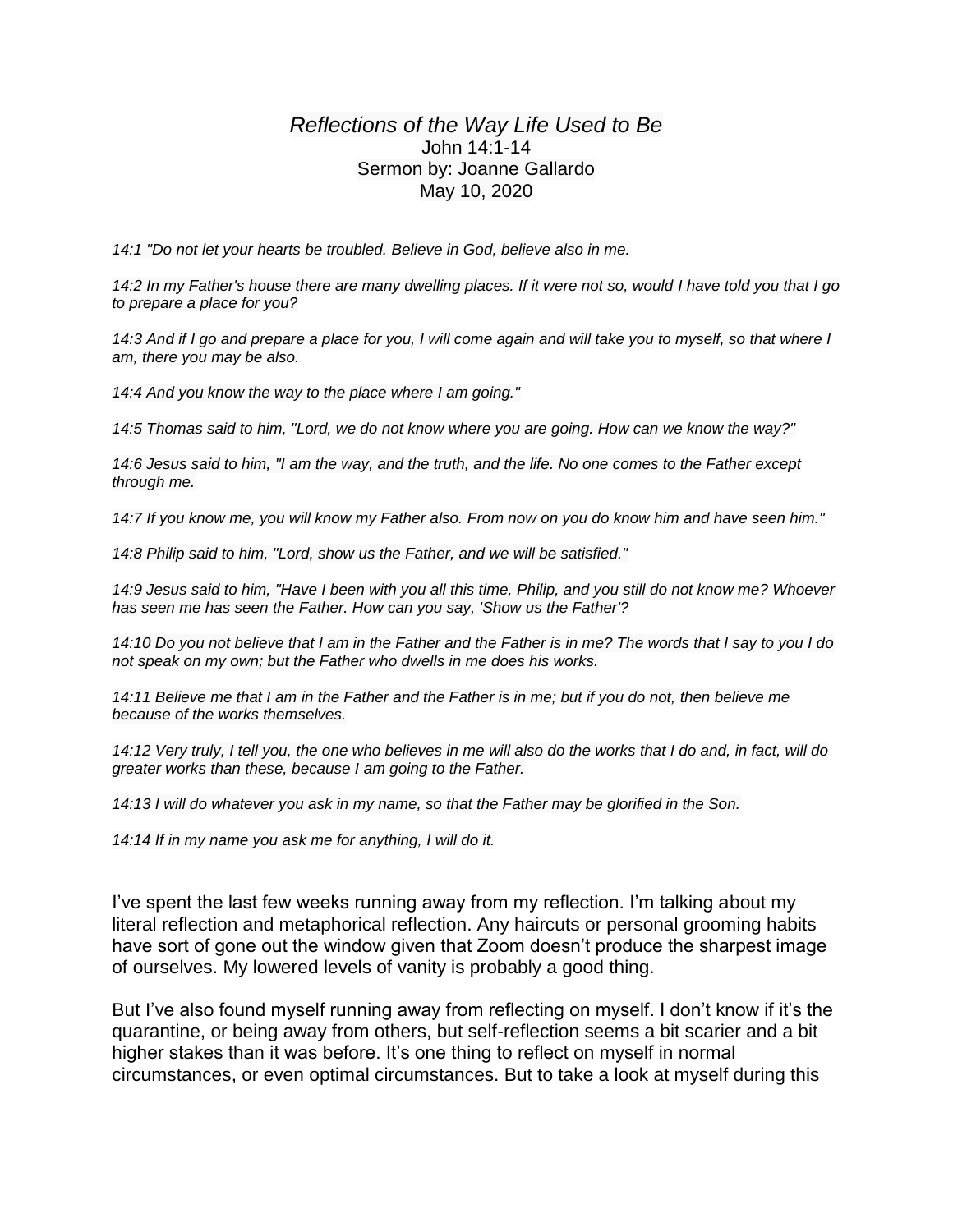# *Reflections of the Way Life Used to Be*

John 14:1-14
Sermon by: Joanne Gallardo
May 10, 2020

*14:1 "Do not let your hearts be troubled. Believe in God, believe also in me.*

*14:2 In my Father's house there are many dwelling places. If it were not so, would I have told you that I go to prepare a place for you?*

*14:3 And if I go and prepare a place for you, I will come again and will take you to myself, so that where I am, there you may be also.*

*14:4 And you know the way to the place where I am going."*

*14:5 Thomas said to him, "Lord, we do not know where you are going. How can we know the way?"*

*14:6 Jesus said to him, "I am the way, and the truth, and the life. No one comes to the Father except through me.*

*14:7 If you know me, you will know my Father also. From now on you do know him and have seen him."*

*14:8 Philip said to him, "Lord, show us the Father, and we will be satisfied."*

*14:9 Jesus said to him, "Have I been with you all this time, Philip, and you still do not know me? Whoever has seen me has seen the Father. How can you say, 'Show us the Father'?*

*14:10 Do you not believe that I am in the Father and the Father is in me? The words that I say to you I do not speak on my own; but the Father who dwells in me does his works.*

*14:11 Believe me that I am in the Father and the Father is in me; but if you do not, then believe me because of the works themselves.*

*14:12 Very truly, I tell you, the one who believes in me will also do the works that I do and, in fact, will do greater works than these, because I am going to the Father.*

*14:13 I will do whatever you ask in my name, so that the Father may be glorified in the Son.*

*14:14 If in my name you ask me for anything, I will do it.*

I've spent the last few weeks running away from my reflection. I'm talking about my literal reflection and metaphorical reflection. Any haircuts or personal grooming habits have sort of gone out the window given that Zoom doesn't produce the sharpest image of ourselves. My lowered levels of vanity is probably a good thing.

But I've also found myself running away from reflecting on myself. I don't know if it's the quarantine, or being away from others, but self-reflection seems a bit scarier and a bit higher stakes than it was before. It's one thing to reflect on myself in normal circumstances, or even optimal circumstances. But to take a look at myself during this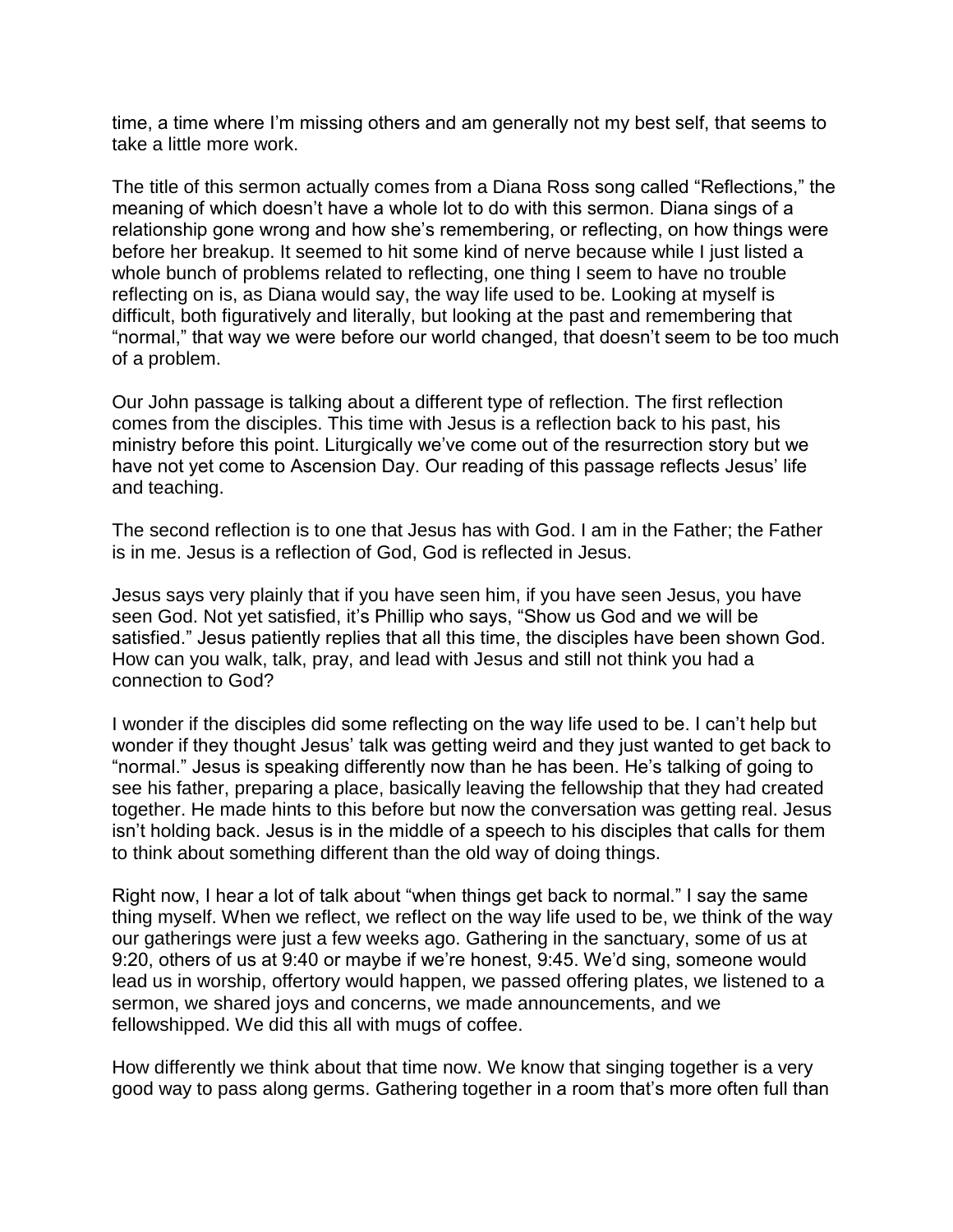time, a time where I'm missing others and am generally not my best self, that seems to take a little more work.

The title of this sermon actually comes from a Diana Ross song called "Reflections," the meaning of which doesn't have a whole lot to do with this sermon. Diana sings of a relationship gone wrong and how she's remembering, or reflecting, on how things were before her breakup. It seemed to hit some kind of nerve because while I just listed a whole bunch of problems related to reflecting, one thing I seem to have no trouble reflecting on is, as Diana would say, the way life used to be. Looking at myself is difficult, both figuratively and literally, but looking at the past and remembering that "normal," that way we were before our world changed, that doesn't seem to be too much of a problem.

Our John passage is talking about a different type of reflection. The first reflection comes from the disciples. This time with Jesus is a reflection back to his past, his ministry before this point. Liturgically we've come out of the resurrection story but we have not yet come to Ascension Day. Our reading of this passage reflects Jesus' life and teaching.

The second reflection is to one that Jesus has with God. I am in the Father; the Father is in me. Jesus is a reflection of God, God is reflected in Jesus.

Jesus says very plainly that if you have seen him, if you have seen Jesus, you have seen God. Not yet satisfied, it's Phillip who says, "Show us God and we will be satisfied." Jesus patiently replies that all this time, the disciples have been shown God. How can you walk, talk, pray, and lead with Jesus and still not think you had a connection to God?

I wonder if the disciples did some reflecting on the way life used to be. I can't help but wonder if they thought Jesus' talk was getting weird and they just wanted to get back to "normal." Jesus is speaking differently now than he has been. He's talking of going to see his father, preparing a place, basically leaving the fellowship that they had created together. He made hints to this before but now the conversation was getting real. Jesus isn't holding back. Jesus is in the middle of a speech to his disciples that calls for them to think about something different than the old way of doing things.

Right now, I hear a lot of talk about "when things get back to normal." I say the same thing myself. When we reflect, we reflect on the way life used to be, we think of the way our gatherings were just a few weeks ago. Gathering in the sanctuary, some of us at 9:20, others of us at 9:40 or maybe if we're honest, 9:45. We'd sing, someone would lead us in worship, offertory would happen, we passed offering plates, we listened to a sermon, we shared joys and concerns, we made announcements, and we fellowshipped. We did this all with mugs of coffee.

How differently we think about that time now. We know that singing together is a very good way to pass along germs. Gathering together in a room that's more often full than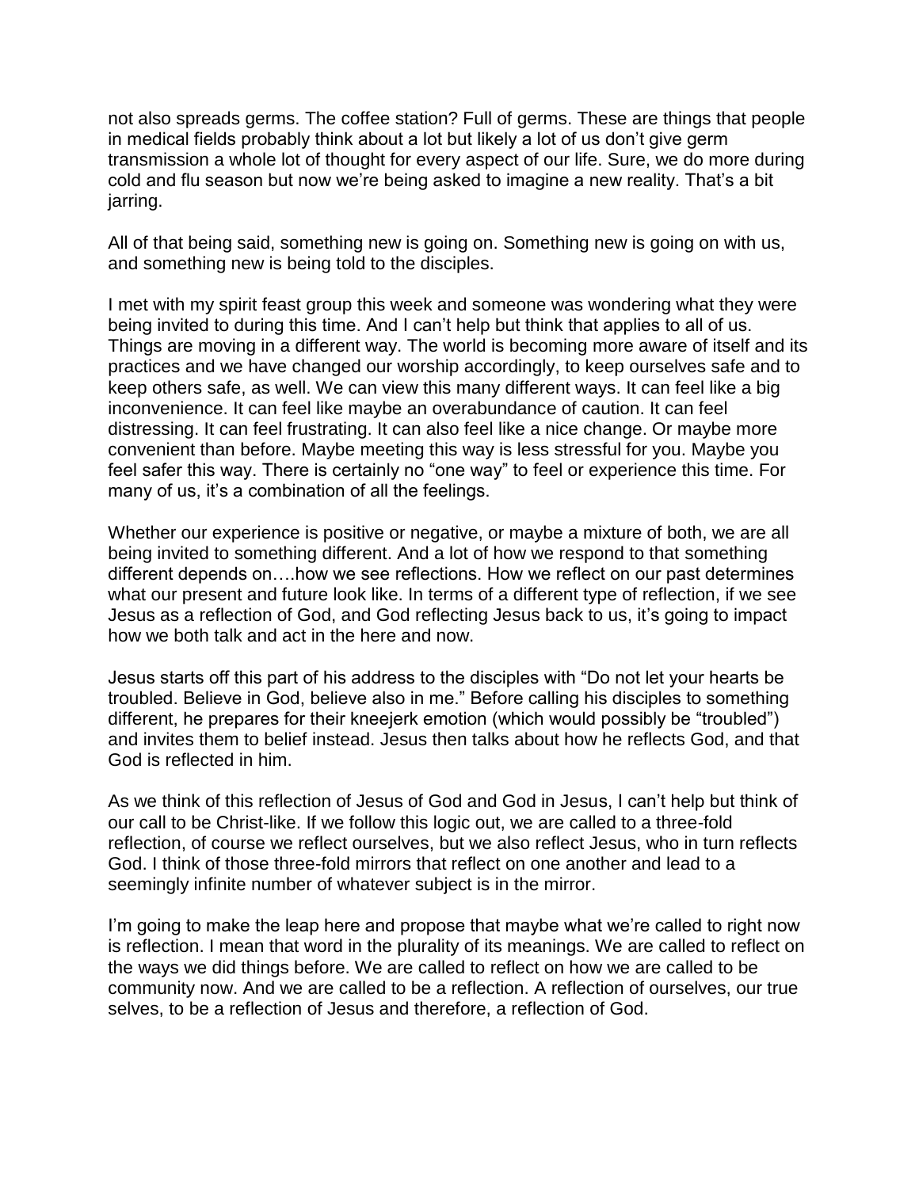not also spreads germs. The coffee station? Full of germs. These are things that people in medical fields probably think about a lot but likely a lot of us don't give germ transmission a whole lot of thought for every aspect of our life. Sure, we do more during cold and flu season but now we're being asked to imagine a new reality. That's a bit jarring.

All of that being said, something new is going on. Something new is going on with us, and something new is being told to the disciples.

I met with my spirit feast group this week and someone was wondering what they were being invited to during this time. And I can't help but think that applies to all of us. Things are moving in a different way. The world is becoming more aware of itself and its practices and we have changed our worship accordingly, to keep ourselves safe and to keep others safe, as well. We can view this many different ways. It can feel like a big inconvenience. It can feel like maybe an overabundance of caution. It can feel distressing. It can feel frustrating. It can also feel like a nice change. Or maybe more convenient than before. Maybe meeting this way is less stressful for you. Maybe you feel safer this way. There is certainly no "one way" to feel or experience this time. For many of us, it's a combination of all the feelings.

Whether our experience is positive or negative, or maybe a mixture of both, we are all being invited to something different. And a lot of how we respond to that something different depends on….how we see reflections. How we reflect on our past determines what our present and future look like. In terms of a different type of reflection, if we see Jesus as a reflection of God, and God reflecting Jesus back to us, it's going to impact how we both talk and act in the here and now.

Jesus starts off this part of his address to the disciples with "Do not let your hearts be troubled. Believe in God, believe also in me." Before calling his disciples to something different, he prepares for their kneejerk emotion (which would possibly be "troubled") and invites them to belief instead. Jesus then talks about how he reflects God, and that God is reflected in him.

As we think of this reflection of Jesus of God and God in Jesus, I can't help but think of our call to be Christ-like. If we follow this logic out, we are called to a three-fold reflection, of course we reflect ourselves, but we also reflect Jesus, who in turn reflects God. I think of those three-fold mirrors that reflect on one another and lead to a seemingly infinite number of whatever subject is in the mirror.

I'm going to make the leap here and propose that maybe what we're called to right now is reflection. I mean that word in the plurality of its meanings. We are called to reflect on the ways we did things before. We are called to reflect on how we are called to be community now. And we are called to be a reflection. A reflection of ourselves, our true selves, to be a reflection of Jesus and therefore, a reflection of God.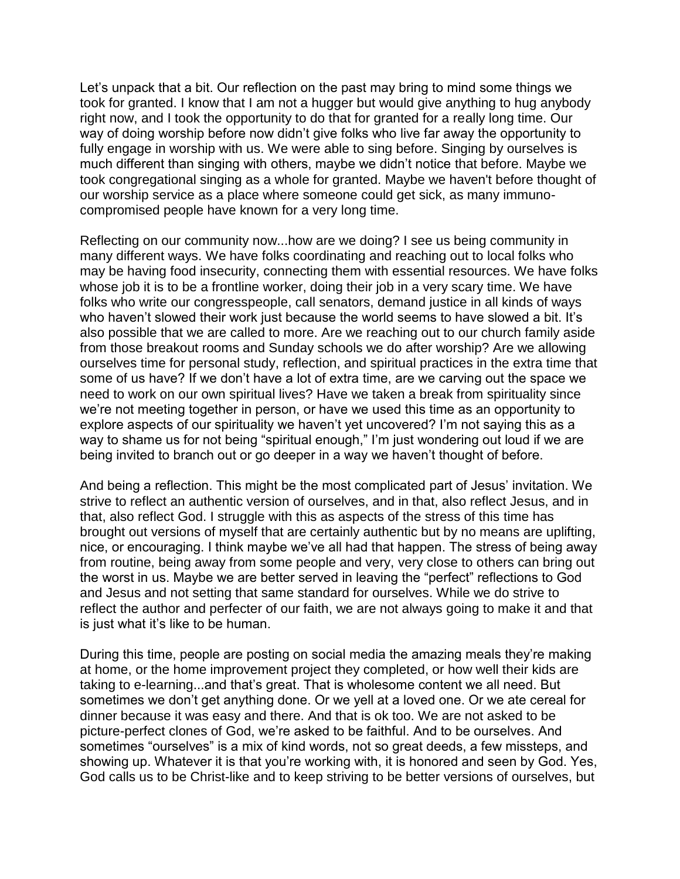Let's unpack that a bit. Our reflection on the past may bring to mind some things we took for granted. I know that I am not a hugger but would give anything to hug anybody right now, and I took the opportunity to do that for granted for a really long time. Our way of doing worship before now didn't give folks who live far away the opportunity to fully engage in worship with us. We were able to sing before. Singing by ourselves is much different than singing with others, maybe we didn't notice that before. Maybe we took congregational singing as a whole for granted. Maybe we haven't before thought of our worship service as a place where someone could get sick, as many immuno-compromised people have known for a very long time.

Reflecting on our community now...how are we doing? I see us being community in many different ways. We have folks coordinating and reaching out to local folks who may be having food insecurity, connecting them with essential resources. We have folks whose job it is to be a frontline worker, doing their job in a very scary time. We have folks who write our congresspeople, call senators, demand justice in all kinds of ways who haven't slowed their work just because the world seems to have slowed a bit. It's also possible that we are called to more. Are we reaching out to our church family aside from those breakout rooms and Sunday schools we do after worship? Are we allowing ourselves time for personal study, reflection, and spiritual practices in the extra time that some of us have? If we don't have a lot of extra time, are we carving out the space we need to work on our own spiritual lives? Have we taken a break from spirituality since we're not meeting together in person, or have we used this time as an opportunity to explore aspects of our spirituality we haven't yet uncovered? I'm not saying this as a way to shame us for not being "spiritual enough," I'm just wondering out loud if we are being invited to branch out or go deeper in a way we haven't thought of before.

And being a reflection. This might be the most complicated part of Jesus' invitation. We strive to reflect an authentic version of ourselves, and in that, also reflect Jesus, and in that, also reflect God. I struggle with this as aspects of the stress of this time has brought out versions of myself that are certainly authentic but by no means are uplifting, nice, or encouraging. I think maybe we've all had that happen. The stress of being away from routine, being away from some people and very, very close to others can bring out the worst in us. Maybe we are better served in leaving the "perfect" reflections to God and Jesus and not setting that same standard for ourselves. While we do strive to reflect the author and perfecter of our faith, we are not always going to make it and that is just what it's like to be human.

During this time, people are posting on social media the amazing meals they're making at home, or the home improvement project they completed, or how well their kids are taking to e-learning...and that's great. That is wholesome content we all need. But sometimes we don't get anything done. Or we yell at a loved one. Or we ate cereal for dinner because it was easy and there. And that is ok too. We are not asked to be picture-perfect clones of God, we're asked to be faithful. And to be ourselves. And sometimes "ourselves" is a mix of kind words, not so great deeds, a few missteps, and showing up. Whatever it is that you're working with, it is honored and seen by God. Yes, God calls us to be Christ-like and to keep striving to be better versions of ourselves, but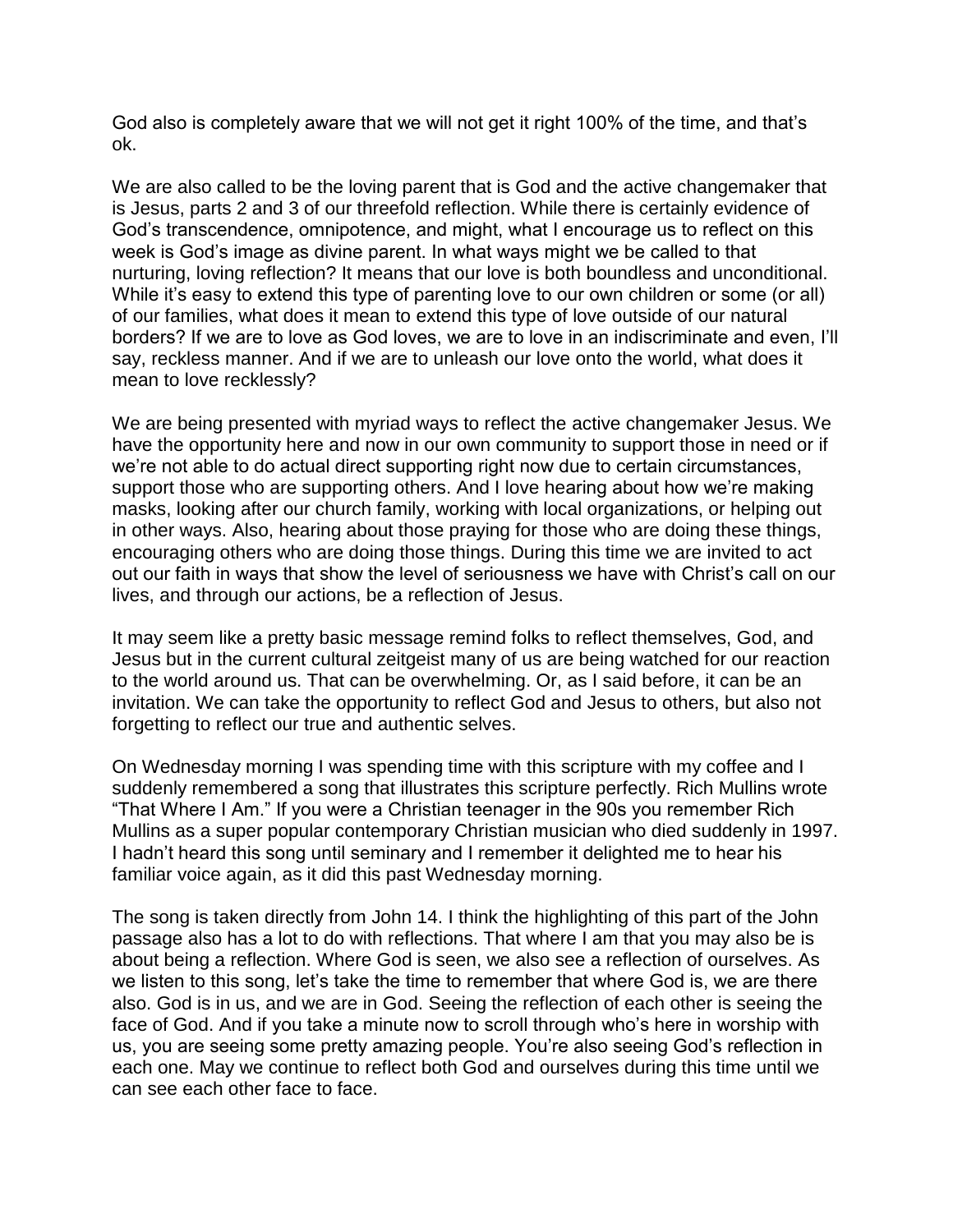God also is completely aware that we will not get it right 100% of the time, and that's ok.

We are also called to be the loving parent that is God and the active changemaker that is Jesus, parts 2 and 3 of our threefold reflection. While there is certainly evidence of God's transcendence, omnipotence, and might, what I encourage us to reflect on this week is God's image as divine parent. In what ways might we be called to that nurturing, loving reflection? It means that our love is both boundless and unconditional. While it's easy to extend this type of parenting love to our own children or some (or all) of our families, what does it mean to extend this type of love outside of our natural borders? If we are to love as God loves, we are to love in an indiscriminate and even, I'll say, reckless manner. And if we are to unleash our love onto the world, what does it mean to love recklessly?

We are being presented with myriad ways to reflect the active changemaker Jesus. We have the opportunity here and now in our own community to support those in need or if we're not able to do actual direct supporting right now due to certain circumstances, support those who are supporting others. And I love hearing about how we're making masks, looking after our church family, working with local organizations, or helping out in other ways. Also, hearing about those praying for those who are doing these things, encouraging others who are doing those things. During this time we are invited to act out our faith in ways that show the level of seriousness we have with Christ's call on our lives, and through our actions, be a reflection of Jesus.

It may seem like a pretty basic message remind folks to reflect themselves, God, and Jesus but in the current cultural zeitgeist many of us are being watched for our reaction to the world around us. That can be overwhelming. Or, as I said before, it can be an invitation. We can take the opportunity to reflect God and Jesus to others, but also not forgetting to reflect our true and authentic selves.

On Wednesday morning I was spending time with this scripture with my coffee and I suddenly remembered a song that illustrates this scripture perfectly. Rich Mullins wrote "That Where I Am." If you were a Christian teenager in the 90s you remember Rich Mullins as a super popular contemporary Christian musician who died suddenly in 1997. I hadn't heard this song until seminary and I remember it delighted me to hear his familiar voice again, as it did this past Wednesday morning.

The song is taken directly from John 14. I think the highlighting of this part of the John passage also has a lot to do with reflections. That where I am that you may also be is about being a reflection. Where God is seen, we also see a reflection of ourselves. As we listen to this song, let's take the time to remember that where God is, we are there also. God is in us, and we are in God. Seeing the reflection of each other is seeing the face of God. And if you take a minute now to scroll through who's here in worship with us, you are seeing some pretty amazing people. You're also seeing God's reflection in each one. May we continue to reflect both God and ourselves during this time until we can see each other face to face.